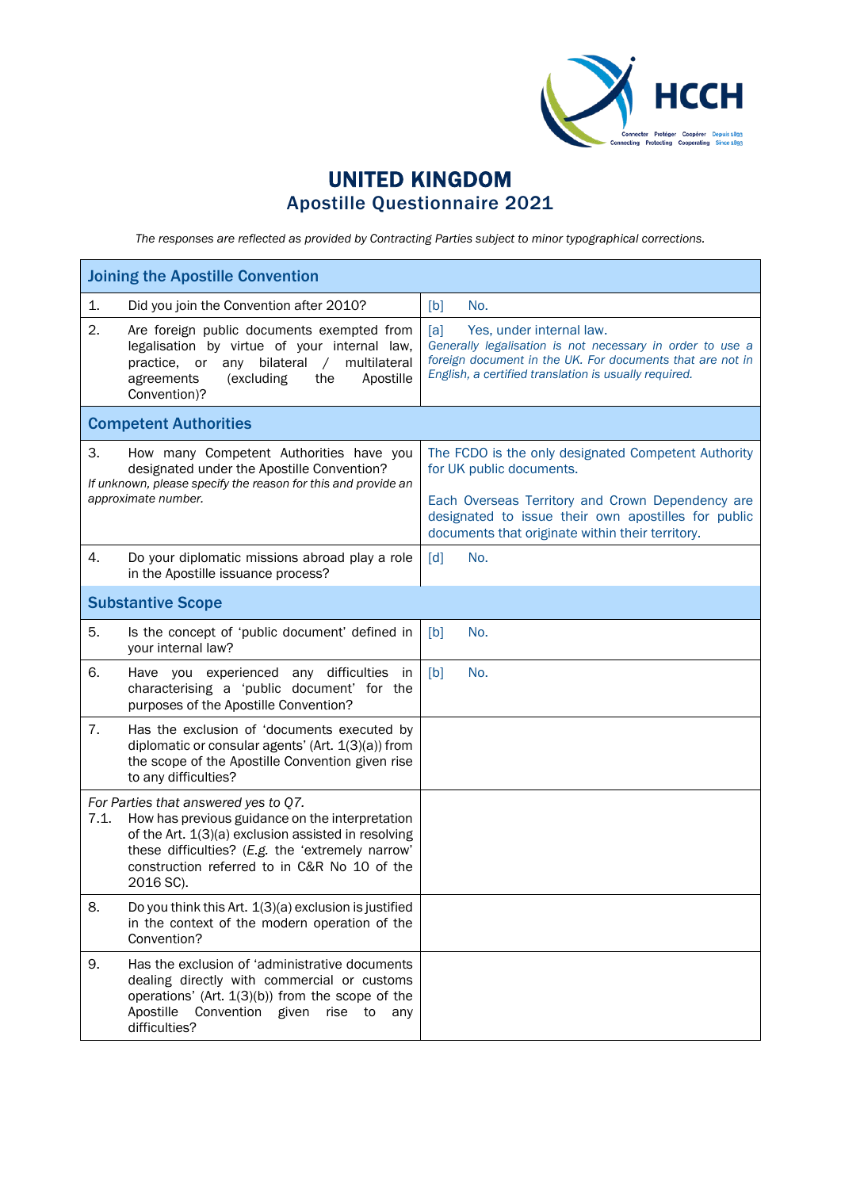# UNITED KINGDOM
## Apostille Questionnaire 2021

*The responses are reflected as provided by Contracting Parties subject to minor typographical corrections.*

| Joining the Apostille Convention | |
|---|---|
| 1. Did you join the Convention after 2010? | [b] No. |
| 2. Are foreign public documents exempted from legalisation by virtue of your internal law, practice, or any bilateral / multilateral agreements (excluding the Apostille Convention)? | [a] Yes, under internal law. *Generally legalisation is not necessary in order to use a foreign document in the UK. For documents that are not in English, a certified translation is usually required.* |
| **Competent Authorities** | |
| 3. How many Competent Authorities have you designated under the Apostille Convention? *If unknown, please specify the reason for this and provide an approximate number.* | The FCDO is the only designated Competent Authority for UK public documents.<br><br>Each Overseas Territory and Crown Dependency are designated to issue their own apostilles for public documents that originate within their territory. |
| 4. Do your diplomatic missions abroad play a role in the Apostille issuance process? | [d] No. |
| **Substantive Scope** | |
| 5. Is the concept of 'public document' defined in your internal law? | [b] No. |
| 6. Have you experienced any difficulties in characterising a 'public document' for the purposes of the Apostille Convention? | [b] No. |
| 7. Has the exclusion of 'documents executed by diplomatic or consular agents' (Art. 1(3)(a)) from the scope of the Apostille Convention given rise to any difficulties? | |
| *For Parties that answered yes to Q7.* 7.1. How has previous guidance on the interpretation of the Art. 1(3)(a) exclusion assisted in resolving these difficulties? (*E.g.* the 'extremely narrow' construction referred to in C&R No 10 of the 2016 SC). | |
| 8. Do you think this Art. 1(3)(a) exclusion is justified in the context of the modern operation of the Convention? | |
| 9. Has the exclusion of 'administrative documents dealing directly with commercial or customs operations' (Art. 1(3)(b)) from the scope of the Apostille Convention given rise to any difficulties? | |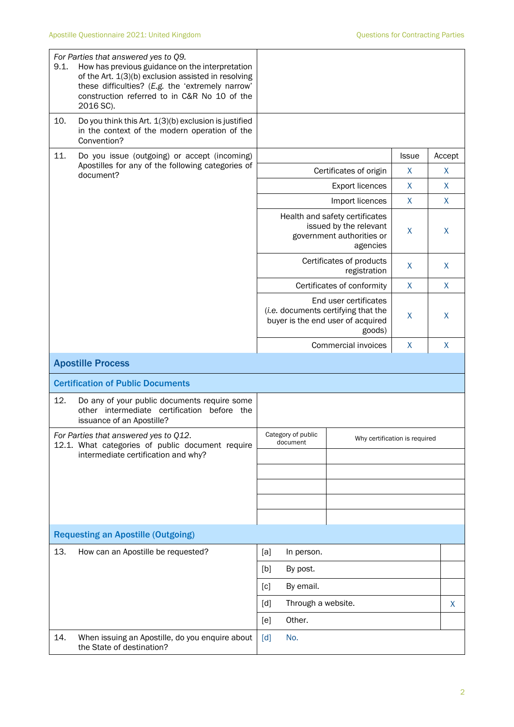| | |
|---|---|
| *For Parties that answered yes to Q9.*<br>9.1. How has previous guidance on the interpretation of the Art. 1(3)(b) exclusion assisted in resolving these difficulties? (*E.g.* the 'extremely narrow' construction referred to in C&R No 10 of the 2016 SC). | |
| 10. Do you think this Art. 1(3)(b) exclusion is justified in the context of the modern operation of the Convention? | |

11. Do you issue (outgoing) or accept (incoming) Apostilles for any of the following categories of document?

| | Issue | Accept |
|---|---|---|
| Certificates of origin | X | X |
| Export licences | X | X |
| Import licences | X | X |
| Health and safety certificates issued by the relevant government authorities or agencies | X | X |
| Certificates of products registration | X | X |
| Certificates of conformity | X | X |
| End user certificates (*i.e.* documents certifying that the buyer is the end user of acquired goods) | X | X |
| Commercial invoices | X | X |

## Apostille Process

### Certification of Public Documents

| | |
|---|---|
| 12. Do any of your public documents require some other intermediate certification before the issuance of an Apostille? | |

*For Parties that answered yes to Q12.*
12.1. What categories of public document require intermediate certification and why?

| Category of public document | Why certification is required |
|---|---|
| | |
| | |
| | |
| | |
| | |

### Requesting an Apostille (Outgoing)

13. How can an Apostille be requested?

| | | |
|---|---|---|
| [a] | In person. | |
| [b] | By post. | |
| [c] | By email. | |
| [d] | Through a website. | X |
| [e] | Other. | |

| | |
|---|---|
| 14. When issuing an Apostille, do you enquire about the State of destination? | [d] No. |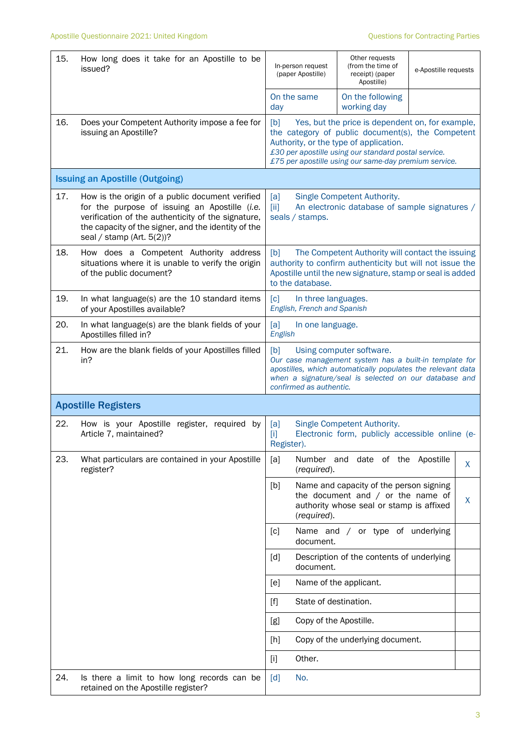| | | | | |
|---|---|---|---|---|
| 15. | How long does it take for an Apostille to be issued? | In-person request (paper Apostille) | Other requests (from the time of receipt) (paper Apostille) | e-Apostille requests |
| | | On the same day | On the following working day | |
| 16. | Does your Competent Authority impose a fee for issuing an Apostille? | [b] Yes, but the price is dependent on, for example, the category of public document(s), the Competent Authority, or the type of application. *£30 per apostille using our standard postal service.* *£75 per apostille using our same-day premium service.* | | |
| **Issuing an Apostille (Outgoing)** | | | | |
| 17. | How is the origin of a public document verified for the purpose of issuing an Apostille (*i.e.* verification of the authenticity of the signature, the capacity of the signer, and the identity of the seal / stamp (Art. 5(2))? | [a] Single Competent Authority. [ii] An electronic database of sample signatures / seals / stamps. | | |
| 18. | How does a Competent Authority address situations where it is unable to verify the origin of the public document? | [b] The Competent Authority will contact the issuing authority to confirm authenticity but will not issue the Apostille until the new signature, stamp or seal is added to the database. | | |
| 19. | In what language(s) are the 10 standard items of your Apostilles available? | [c] In three languages. *English, French and Spanish* | | |
| 20. | In what language(s) are the blank fields of your Apostilles filled in? | [a] In one language. *English* | | |
| 21. | How are the blank fields of your Apostilles filled in? | [b] Using computer software. *Our case management system has a built-in template for apostilles, which automatically populates the relevant data when a signature/seal is selected on our database and confirmed as authentic.* | | |
| **Apostille Registers** | | | | |
| 22. | How is your Apostille register, required by Article 7, maintained? | [a] Single Competent Authority. [i] Electronic form, publicly accessible online (e-Register). | | |
| 23. | What particulars are contained in your Apostille register? | [a] Number and date of the Apostille (*required*). | X | |
| | | [b] Name and capacity of the person signing the document and / or the name of authority whose seal or stamp is affixed (*required*). | X | |
| | | [c] Name and / or type of underlying document. | | |
| | | [d] Description of the contents of underlying document. | | |
| | | [e] Name of the applicant. | | |
| | | [f] State of destination. | | |
| | | [g] Copy of the Apostille. | | |
| | | [h] Copy of the underlying document. | | |
| | | [i] Other. | | |
| 24. | Is there a limit to how long records can be retained on the Apostille register? | [d] No. | | |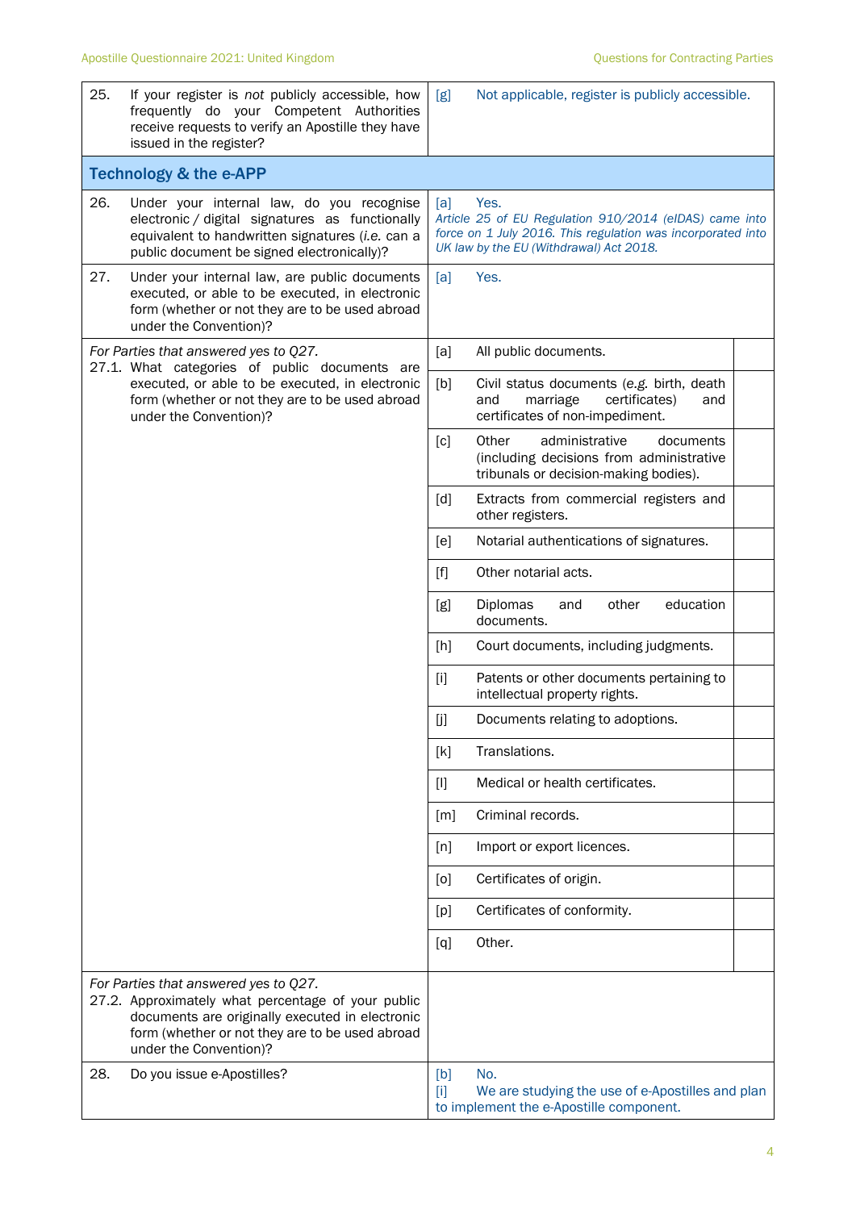| | |
|---|---|
| 25. If your register is *not* publicly accessible, how frequently do your Competent Authorities receive requests to verify an Apostille they have issued in the register? | [g] Not applicable, register is publicly accessible. |
| **Technology & the e-APP** | |
| 26. Under your internal law, do you recognise electronic / digital signatures as functionally equivalent to handwritten signatures (*i.e.* can a public document be signed electronically)? | [a] Yes.<br>*Article 25 of EU Regulation 910/2014 (eIDAS) came into force on 1 July 2016. This regulation was incorporated into UK law by the EU (Withdrawal) Act 2018.* |
| 27. Under your internal law, are public documents executed, or able to be executed, in electronic form (whether or not they are to be used abroad under the Convention)? | [a] Yes. |

| | | |
|---|---|---|
| *For Parties that answered yes to Q27.*<br>27.1. What categories of public documents are executed, or able to be executed, in electronic form (whether or not they are to be used abroad under the Convention)? | [a] All public documents. | |
| | [b] Civil status documents (*e.g.* birth, death and marriage certificates) and certificates of non-impediment. | |
| | [c] Other administrative documents (including decisions from administrative tribunals or decision-making bodies). | |
| | [d] Extracts from commercial registers and other registers. | |
| | [e] Notarial authentications of signatures. | |
| | [f] Other notarial acts. | |
| | [g] Diplomas and other education documents. | |
| | [h] Court documents, including judgments. | |
| | [i] Patents or other documents pertaining to intellectual property rights. | |
| | [j] Documents relating to adoptions. | |
| | [k] Translations. | |
| | [l] Medical or health certificates. | |
| | [m] Criminal records. | |
| | [n] Import or export licences. | |
| | [o] Certificates of origin. | |
| | [p] Certificates of conformity. | |
| | [q] Other. | |

| | |
|---|---|
| *For Parties that answered yes to Q27.*<br>27.2. Approximately what percentage of your public documents are originally executed in electronic form (whether or not they are to be used abroad under the Convention)? | |
| 28. Do you issue e-Apostilles? | [b] No.<br>[i] We are studying the use of e-Apostilles and plan to implement the e-Apostille component. |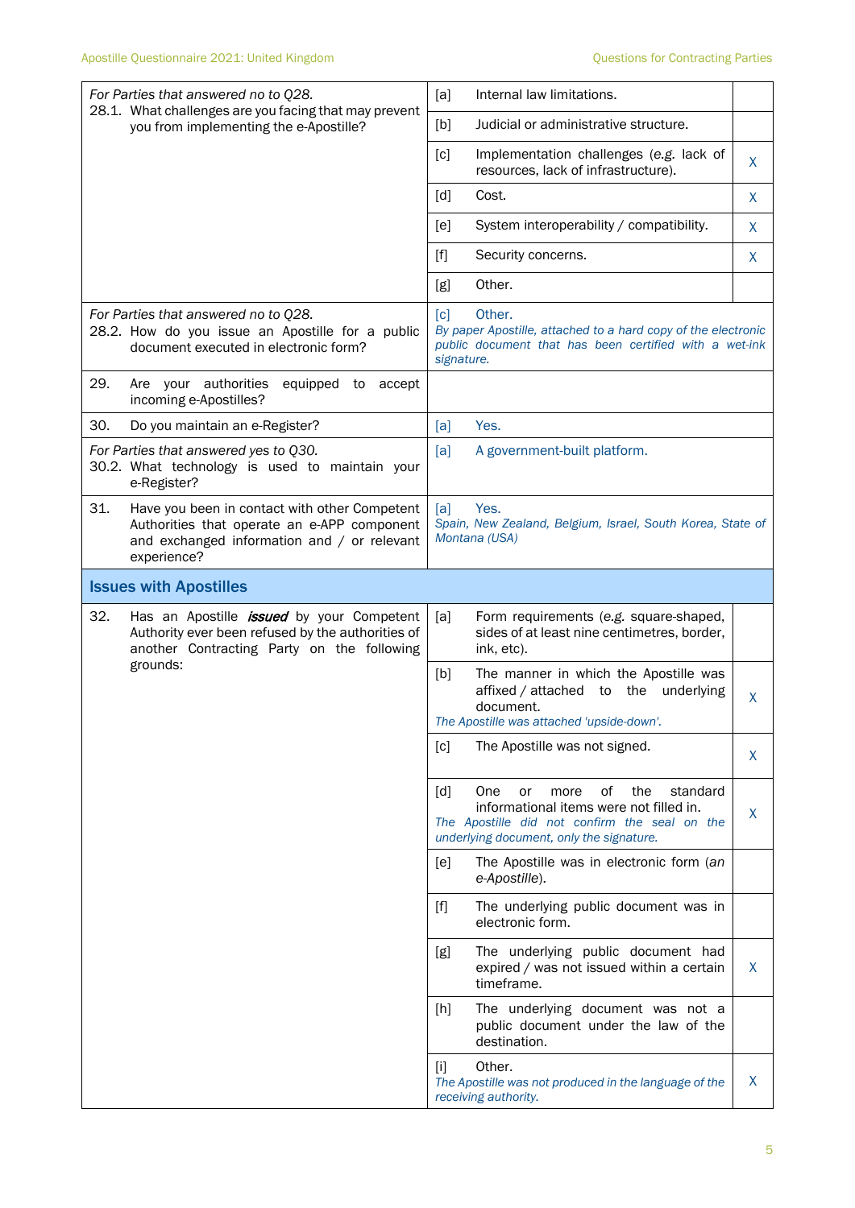| Question | Answer | |
|---|---|---|
| *For Parties that answered no to Q28.*<br>28.1. What challenges are you facing that may prevent you from implementing the e-Apostille? | [a] Internal law limitations. | |
| | [b] Judicial or administrative structure. | |
| | [c] Implementation challenges (*e.g.* lack of resources, lack of infrastructure). | X |
| | [d] Cost. | X |
| | [e] System interoperability / compatibility. | X |
| | [f] Security concerns. | X |
| | [g] Other. | |
| *For Parties that answered no to Q28.*<br>28.2. How do you issue an Apostille for a public document executed in electronic form? | [c] Other.<br>*By paper Apostille, attached to a hard copy of the electronic public document that has been certified with a wet-ink signature.* | |
| 29. Are your authorities equipped to accept incoming e-Apostilles? | | |
| 30. Do you maintain an e-Register? | [a] Yes. | |
| *For Parties that answered yes to Q30.*<br>30.2. What technology is used to maintain your e-Register? | [a] A government-built platform. | |
| 31. Have you been in contact with other Competent Authorities that operate an e-APP component and exchanged information and / or relevant experience? | [a] Yes.<br>*Spain, New Zealand, Belgium, Israel, South Korea, State of Montana (USA)* | |

## Issues with Apostilles

| Question | Answer | |
|---|---|---|
| 32. Has an Apostille ***issued*** by your Competent Authority ever been refused by the authorities of another Contracting Party on the following grounds: | [a] Form requirements (*e.g.* square-shaped, sides of at least nine centimetres, border, ink, etc). | |
| | [b] The manner in which the Apostille was affixed / attached to the underlying document.<br>*The Apostille was attached 'upside-down'.* | X |
| | [c] The Apostille was not signed. | X |
| | [d] One or more of the standard informational items were not filled in.<br>*The Apostille did not confirm the seal on the underlying document, only the signature.* | X |
| | [e] The Apostille was in electronic form (*an e-Apostille*). | |
| | [f] The underlying public document was in electronic form. | |
| | [g] The underlying public document had expired / was not issued within a certain timeframe. | X |
| | [h] The underlying document was not a public document under the law of the destination. | |
| | [i] Other.<br>*The Apostille was not produced in the language of the receiving authority.* | X |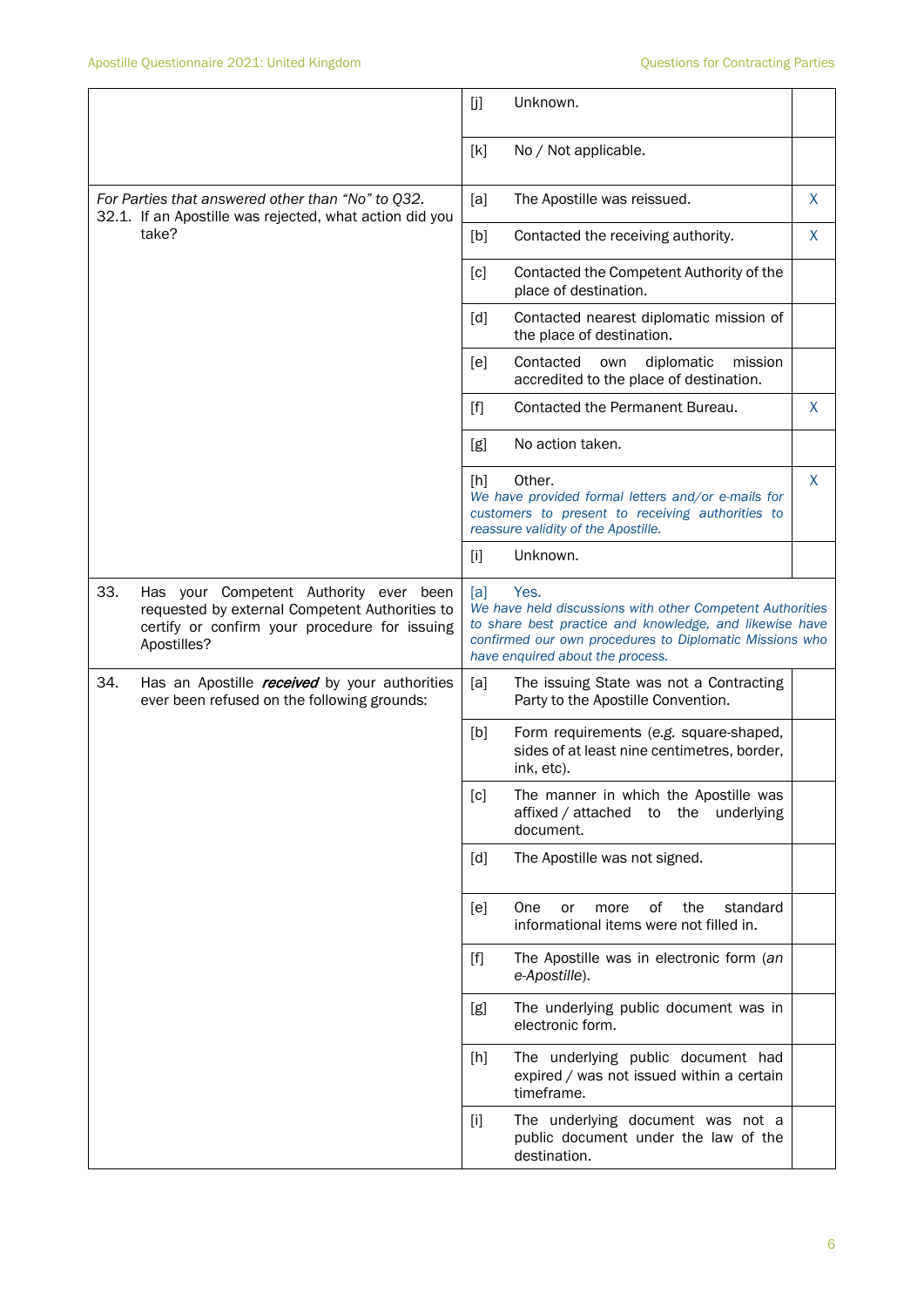| | | | |
|---|---|---|---|
| | [j] | Unknown. | |
| | [k] | No / Not applicable. | |
| *For Parties that answered other than "No" to Q32.* 32.1. If an Apostille was rejected, what action did you take? | [a] | The Apostille was reissued. | X |
| | [b] | Contacted the receiving authority. | X |
| | [c] | Contacted the Competent Authority of the place of destination. | |
| | [d] | Contacted nearest diplomatic mission of the place of destination. | |
| | [e] | Contacted own diplomatic mission accredited to the place of destination. | |
| | [f] | Contacted the Permanent Bureau. | X |
| | [g] | No action taken. | |
| | [h] | Other. *We have provided formal letters and/or e-mails for customers to present to receiving authorities to reassure validity of the Apostille.* | X |
| | [i] | Unknown. | |
| 33. Has your Competent Authority ever been requested by external Competent Authorities to certify or confirm your procedure for issuing Apostilles? | [a] | Yes. *We have held discussions with other Competent Authorities to share best practice and knowledge, and likewise have confirmed our own procedures to Diplomatic Missions who have enquired about the process.* | |
| 34. Has an Apostille ***received*** by your authorities ever been refused on the following grounds: | [a] | The issuing State was not a Contracting Party to the Apostille Convention. | |
| | [b] | Form requirements (*e.g.* square-shaped, sides of at least nine centimetres, border, ink, etc). | |
| | [c] | The manner in which the Apostille was affixed / attached to the underlying document. | |
| | [d] | The Apostille was not signed. | |
| | [e] | One or more of the standard informational items were not filled in. | |
| | [f] | The Apostille was in electronic form (*an e-Apostille*). | |
| | [g] | The underlying public document was in electronic form. | |
| | [h] | The underlying public document had expired / was not issued within a certain timeframe. | |
| | [i] | The underlying document was not a public document under the law of the destination. | |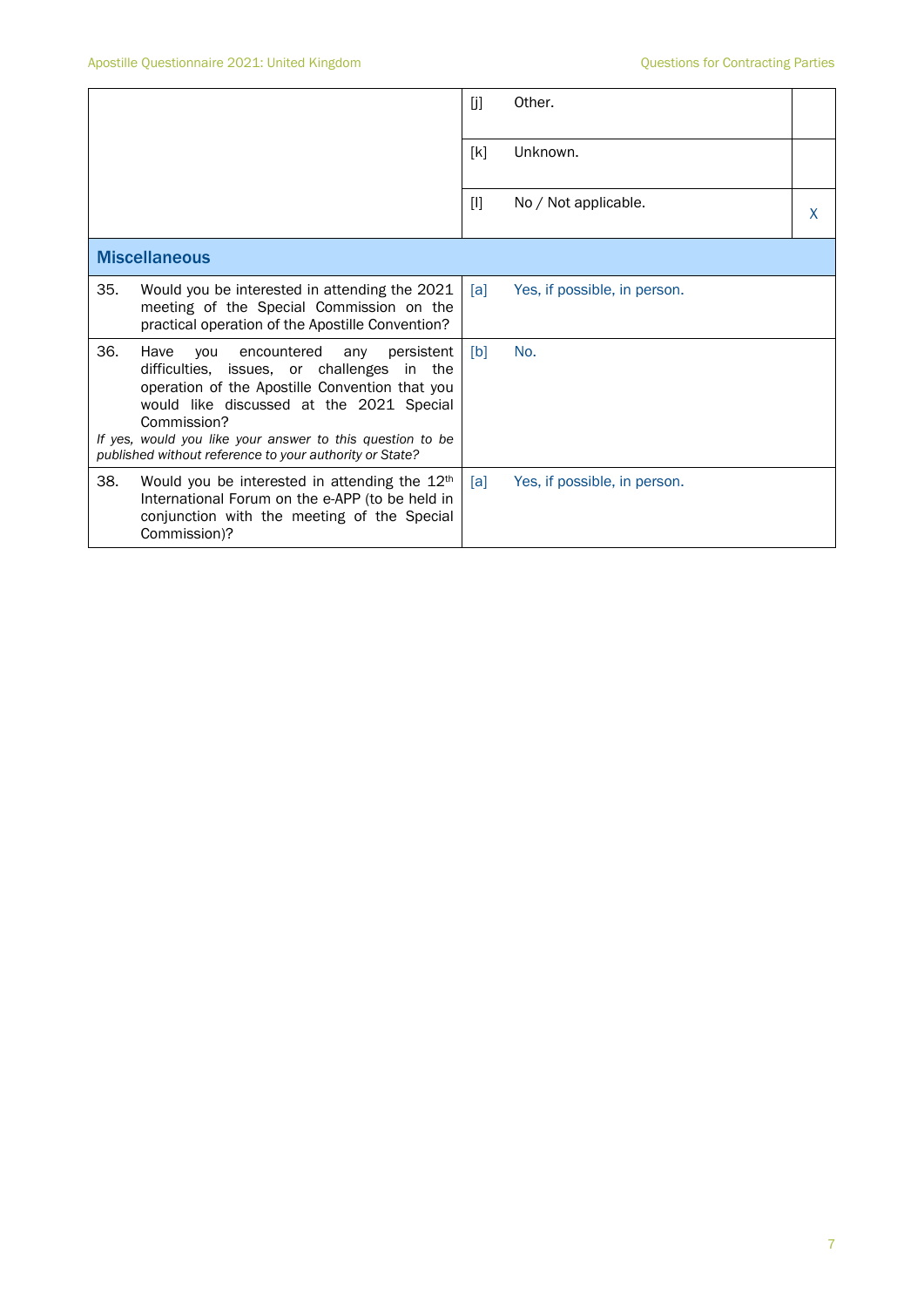| | | | |
|---|---|---|---|
| | [j] | Other. | |
| | [k] | Unknown. | |
| | [l] | No / Not applicable. | X |

## Miscellaneous

| | | |
|---|---|---|
| 35. Would you be interested in attending the 2021 meeting of the Special Commission on the practical operation of the Apostille Convention? | [a] | Yes, if possible, in person. |
| 36. Have you encountered any persistent difficulties, issues, or challenges in the operation of the Apostille Convention that you would like discussed at the 2021 Special Commission? *If yes, would you like your answer to this question to be published without reference to your authority or State?* | [b] | No. |
| 38. Would you be interested in attending the 12th International Forum on the e-APP (to be held in conjunction with the meeting of the Special Commission)? | [a] | Yes, if possible, in person. |